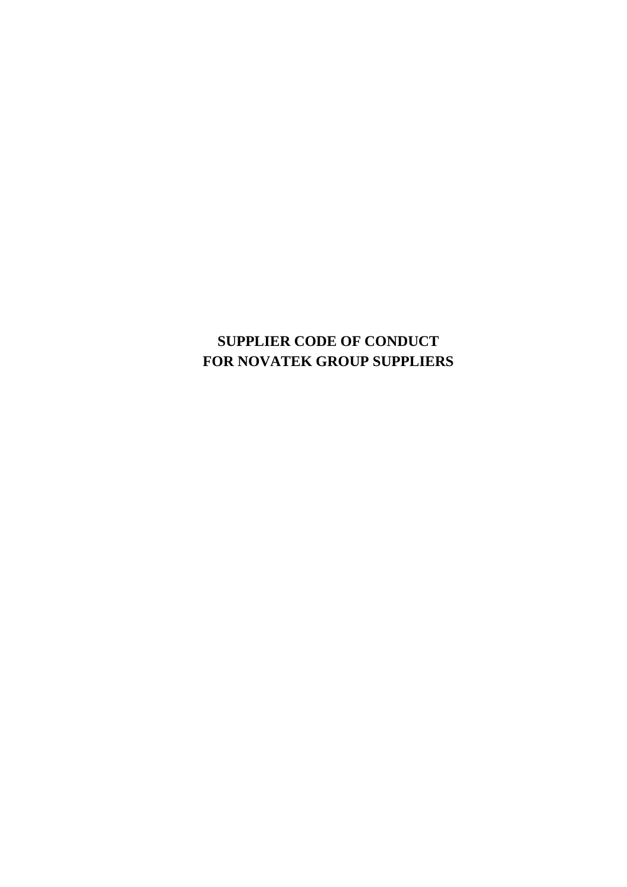# SUPPLIER CODE OF CONDUCT
# FOR NOVATEK GROUP SUPPLIERS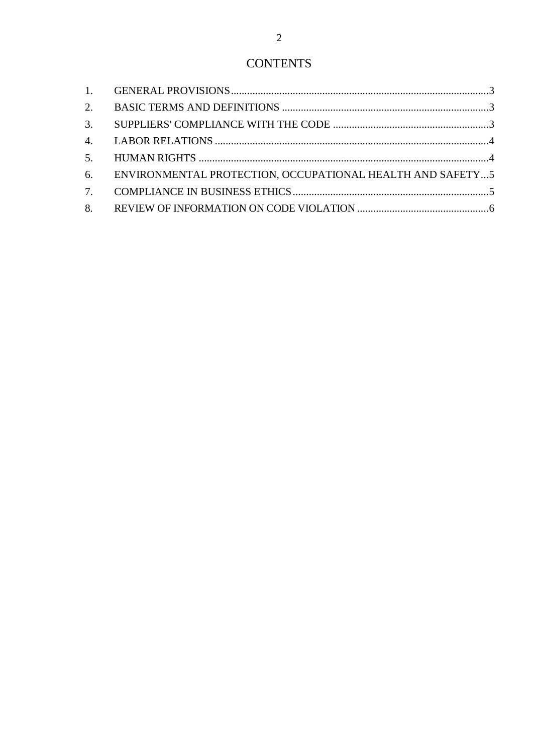# CONTENTS

1. GENERAL PROVISIONS ........................................ 3
2. BASIC TERMS AND DEFINITIONS ........................................ 3
3. SUPPLIERS' COMPLIANCE WITH THE CODE ........................................ 3
4. LABOR RELATIONS ........................................ 4
5. HUMAN RIGHTS ........................................ 4
6. ENVIRONMENTAL PROTECTION, OCCUPATIONAL HEALTH AND SAFETY ... 5
7. COMPLIANCE IN BUSINESS ETHICS ........................................ 5
8. REVIEW OF INFORMATION ON CODE VIOLATION ........................................ 6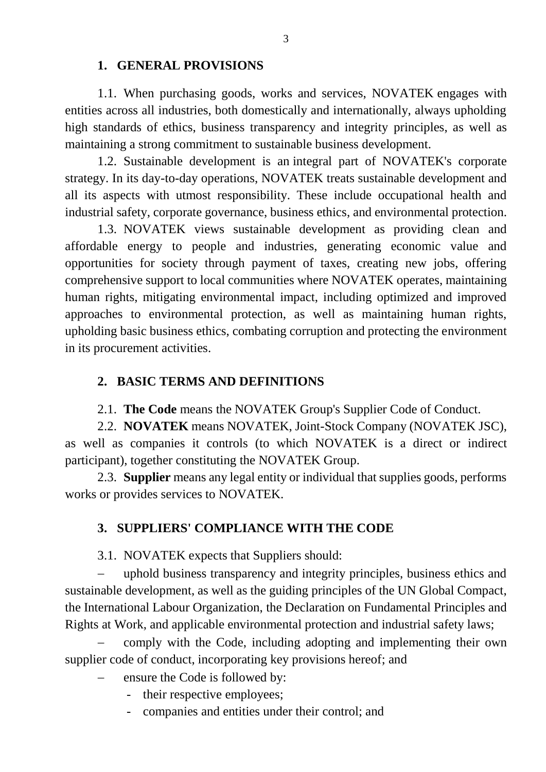## 1. GENERAL PROVISIONS

1.1. When purchasing goods, works and services, NOVATEK engages with entities across all industries, both domestically and internationally, always upholding high standards of ethics, business transparency and integrity principles, as well as maintaining a strong commitment to sustainable business development.

1.2. Sustainable development is an integral part of NOVATEK's corporate strategy. In its day-to-day operations, NOVATEK treats sustainable development and all its aspects with utmost responsibility. These include occupational health and industrial safety, corporate governance, business ethics, and environmental protection.

1.3. NOVATEK views sustainable development as providing clean and affordable energy to people and industries, generating economic value and opportunities for society through payment of taxes, creating new jobs, offering comprehensive support to local communities where NOVATEK operates, maintaining human rights, mitigating environmental impact, including optimized and improved approaches to environmental protection, as well as maintaining human rights, upholding basic business ethics, combating corruption and protecting the environment in its procurement activities.

## 2. BASIC TERMS AND DEFINITIONS

2.1. **The Code** means the NOVATEK Group's Supplier Code of Conduct.

2.2. **NOVATEK** means NOVATEK, Joint-Stock Company (NOVATEK JSC), as well as companies it controls (to which NOVATEK is a direct or indirect participant), together constituting the NOVATEK Group.

2.3. **Supplier** means any legal entity or individual that supplies goods, performs works or provides services to NOVATEK.

## 3. SUPPLIERS' COMPLIANCE WITH THE CODE

3.1. NOVATEK expects that Suppliers should:

- uphold business transparency and integrity principles, business ethics and sustainable development, as well as the guiding principles of the UN Global Compact, the International Labour Organization, the Declaration on Fundamental Principles and Rights at Work, and applicable environmental protection and industrial safety laws;
- comply with the Code, including adopting and implementing their own supplier code of conduct, incorporating key provisions hereof; and
- ensure the Code is followed by:
  - their respective employees;
  - companies and entities under their control; and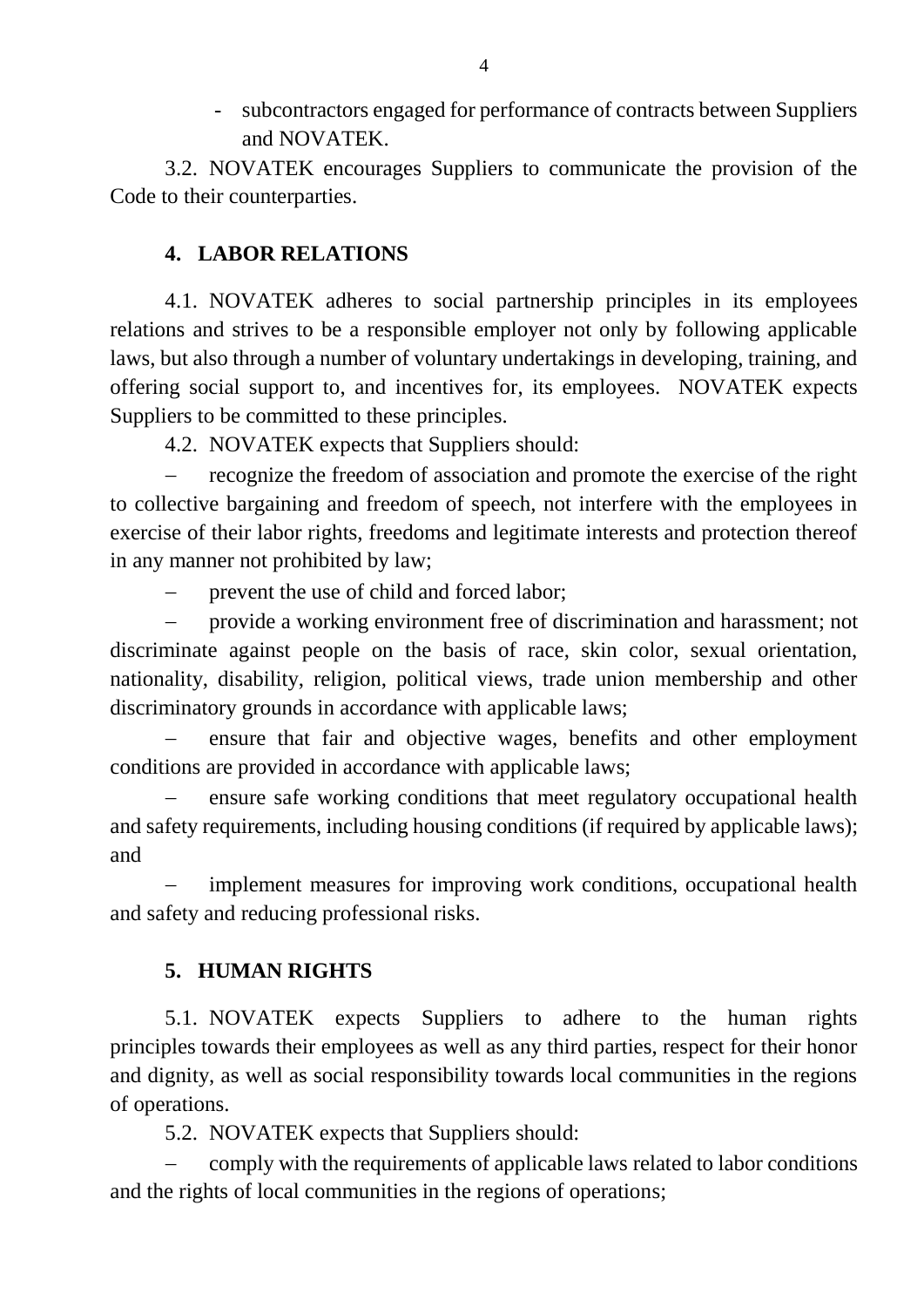- subcontractors engaged for performance of contracts between Suppliers and NOVATEK.

3.2. NOVATEK encourages Suppliers to communicate the provision of the Code to their counterparties.

## 4. LABOR RELATIONS

4.1. NOVATEK adheres to social partnership principles in its employees relations and strives to be a responsible employer not only by following applicable laws, but also through a number of voluntary undertakings in developing, training, and offering social support to, and incentives for, its employees. NOVATEK expects Suppliers to be committed to these principles.

4.2. NOVATEK expects that Suppliers should:

- recognize the freedom of association and promote the exercise of the right to collective bargaining and freedom of speech, not interfere with the employees in exercise of their labor rights, freedoms and legitimate interests and protection thereof in any manner not prohibited by law;
- prevent the use of child and forced labor;
- provide a working environment free of discrimination and harassment; not discriminate against people on the basis of race, skin color, sexual orientation, nationality, disability, religion, political views, trade union membership and other discriminatory grounds in accordance with applicable laws;
- ensure that fair and objective wages, benefits and other employment conditions are provided in accordance with applicable laws;
- ensure safe working conditions that meet regulatory occupational health and safety requirements, including housing conditions (if required by applicable laws); and
- implement measures for improving work conditions, occupational health and safety and reducing professional risks.

## 5. HUMAN RIGHTS

5.1. NOVATEK expects Suppliers to adhere to the human rights principles towards their employees as well as any third parties, respect for their honor and dignity, as well as social responsibility towards local communities in the regions of operations.

5.2. NOVATEK expects that Suppliers should:

- comply with the requirements of applicable laws related to labor conditions and the rights of local communities in the regions of operations;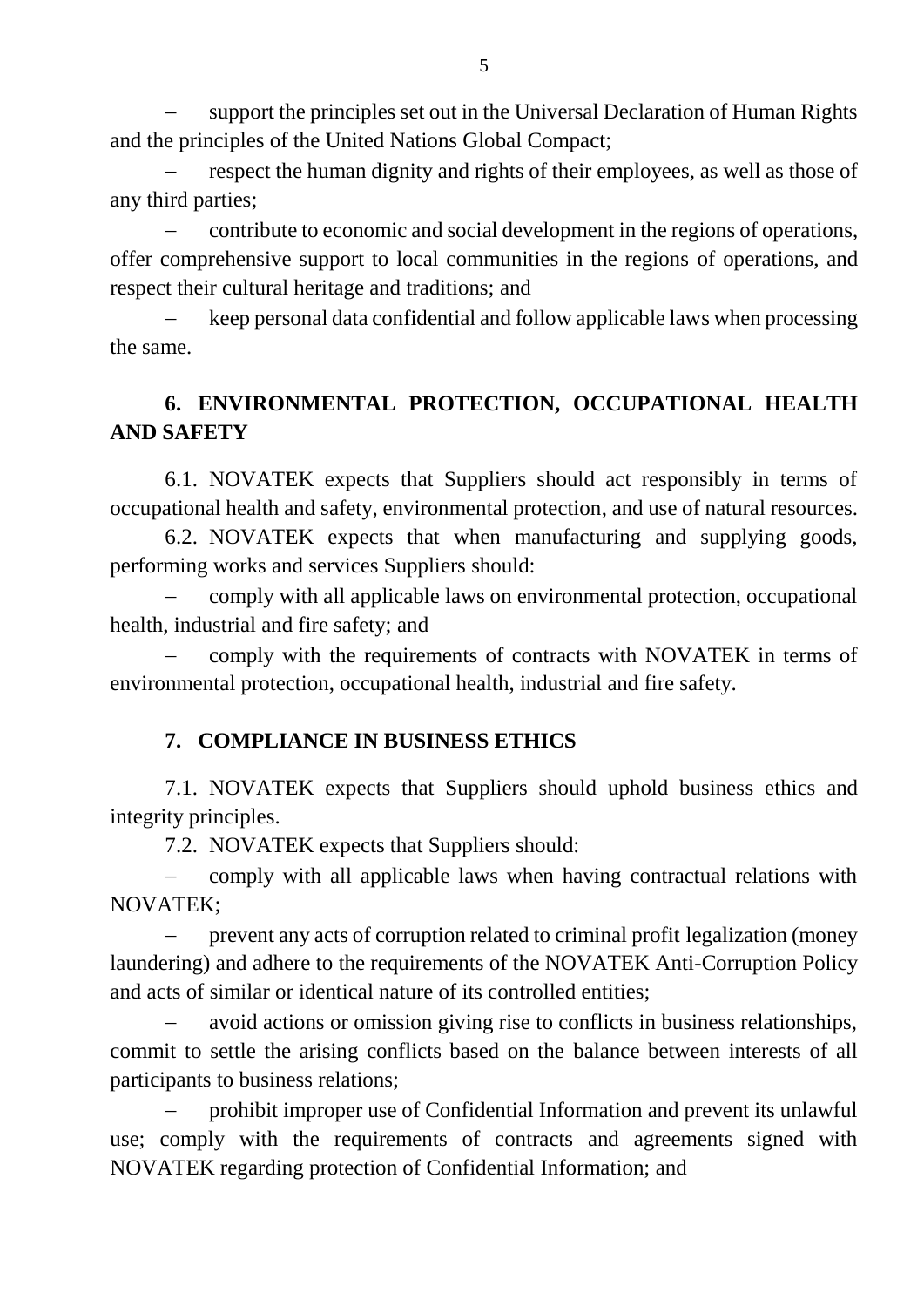- support the principles set out in the Universal Declaration of Human Rights and the principles of the United Nations Global Compact;
- respect the human dignity and rights of their employees, as well as those of any third parties;
- contribute to economic and social development in the regions of operations, offer comprehensive support to local communities in the regions of operations, and respect their cultural heritage and traditions; and
- keep personal data confidential and follow applicable laws when processing the same.

## 6. ENVIRONMENTAL PROTECTION, OCCUPATIONAL HEALTH AND SAFETY

6.1. NOVATEK expects that Suppliers should act responsibly in terms of occupational health and safety, environmental protection, and use of natural resources.

6.2. NOVATEK expects that when manufacturing and supplying goods, performing works and services Suppliers should:

- comply with all applicable laws on environmental protection, occupational health, industrial and fire safety; and
- comply with the requirements of contracts with NOVATEK in terms of environmental protection, occupational health, industrial and fire safety.

## 7. COMPLIANCE IN BUSINESS ETHICS

7.1. NOVATEK expects that Suppliers should uphold business ethics and integrity principles.

7.2. NOVATEK expects that Suppliers should:

- comply with all applicable laws when having contractual relations with NOVATEK;
- prevent any acts of corruption related to criminal profit legalization (money laundering) and adhere to the requirements of the NOVATEK Anti-Corruption Policy and acts of similar or identical nature of its controlled entities;
- avoid actions or omission giving rise to conflicts in business relationships, commit to settle the arising conflicts based on the balance between interests of all participants to business relations;
- prohibit improper use of Confidential Information and prevent its unlawful use; comply with the requirements of contracts and agreements signed with NOVATEK regarding protection of Confidential Information; and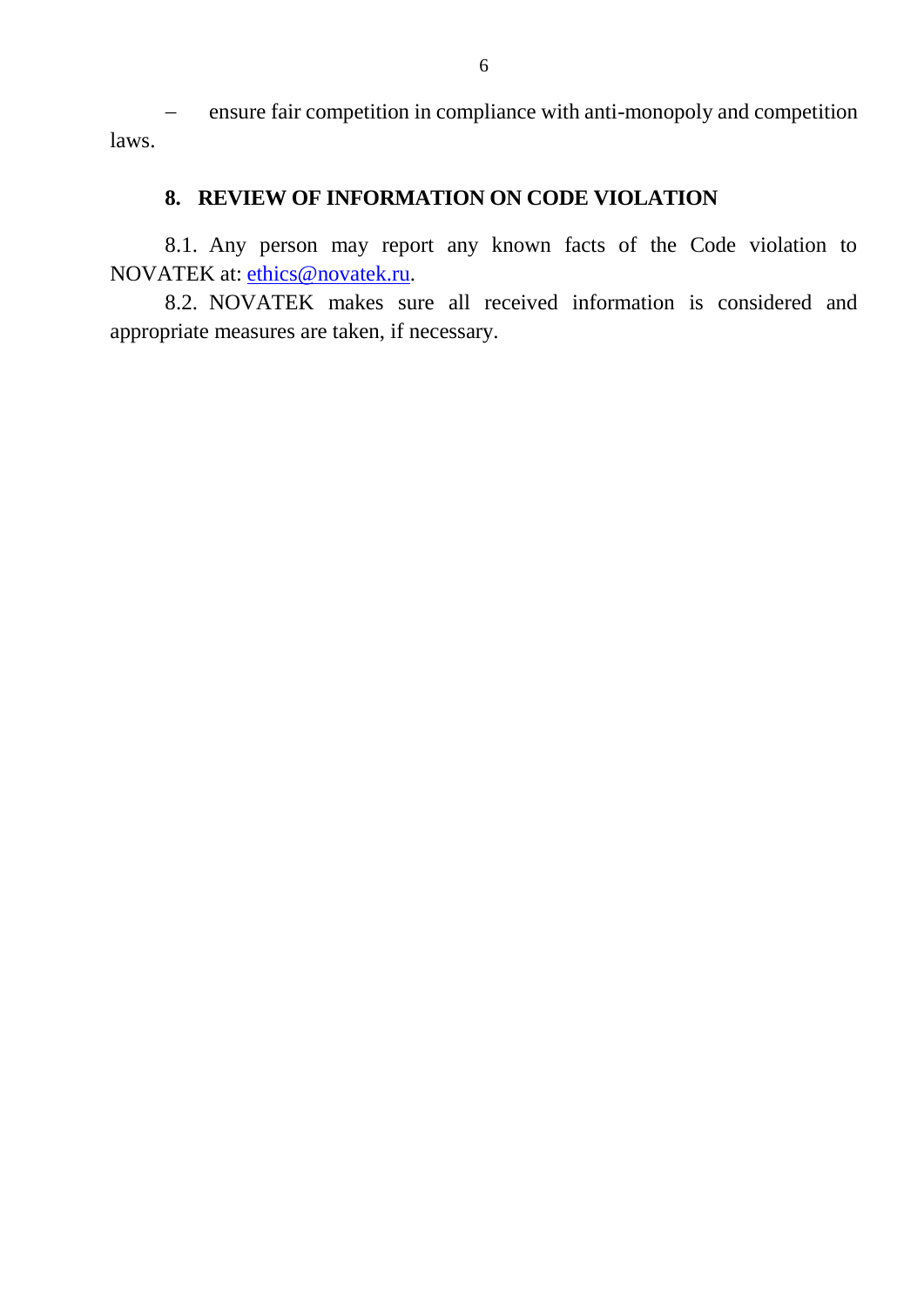– ensure fair competition in compliance with anti-monopoly and competition laws.

## 8. REVIEW OF INFORMATION ON CODE VIOLATION

8.1. Any person may report any known facts of the Code violation to NOVATEK at: ethics@novatek.ru.

8.2. NOVATEK makes sure all received information is considered and appropriate measures are taken, if necessary.